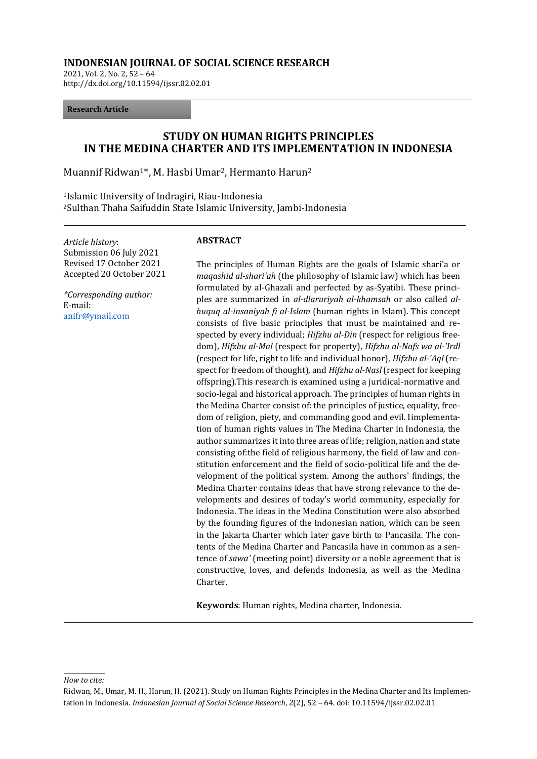**INDONESIAN JOURNAL OF SOCIAL SCIENCE RESEARCH**
2021, Vol. 2, No. 2, 52 – 64
http://dx.doi.org/10.11594/ijssr.02.02.01

**Research Article**

# STUDY ON HUMAN RIGHTS PRINCIPLES IN THE MEDINA CHARTER AND ITS IMPLEMENTATION IN INDONESIA

Muannif Ridwan[1]*, M. Hasbi Umar[2], Hermanto Harun[2]

[1]Islamic University of Indragiri, Riau-Indonesia
[2]Sulthan Thaha Saifuddin State Islamic University, Jambi-Indonesia

*Article history*:
Submission 06 July 2021
Revised 17 October 2021
Accepted 20 October 2021

*\*Corresponding author:*
E-mail:
anifr@ymail.com

## ABSTRACT

The principles of Human Rights are the goals of Islamic shari'a or *maqashid al-shari'ah* (the philosophy of Islamic law) which has been formulated by al-Ghazali and perfected by as-Syatibi. These principles are summarized in *al-dlaruriyah al-khamsah* or also called *al-huquq al-insaniyah fi al-Islam* (human rights in Islam). This concept consists of five basic principles that must be maintained and respected by every individual; *Hifzhu al-Din* (respect for religious freedom), *Hifzhu al-Mal* (respect for property), *Hifzhu al-Nafs wa al-'Irdl* (respect for life, right to life and individual honor), *Hifzhu al-'Aql* (respect for freedom of thought), and *Hifzhu al-Nasl* (respect for keeping offspring).This research is examined using a juridical-normative and socio-legal and historical approach. The principles of human rights in the Medina Charter consist of: the principles of justice, equality, freedom of religion, piety, and commanding good and evil. Iimplementation of human rights values in The Medina Charter in Indonesia, the author summarizes it into three areas of life; religion, nation and state consisting of:the field of religious harmony, the field of law and constitution enforcement and the field of socio-political life and the development of the political system. Among the authors' findings, the Medina Charter contains ideas that have strong relevance to the developments and desires of today's world community, especially for Indonesia. The ideas in the Medina Constitution were also absorbed by the founding figures of the Indonesian nation, which can be seen in the Jakarta Charter which later gave birth to Pancasila. The contents of the Medina Charter and Pancasila have in common as a sentence of *sawa'* (meeting point) diversity or a noble agreement that is constructive, loves, and defends Indonesia, as well as the Medina Charter.

**Keywords**: Human rights, Medina charter, Indonesia.

---

*How to cite:*

Ridwan, M., Umar, M. H., Harun, H. (2021). Study on Human Rights Principles in the Medina Charter and Its Implementation in Indonesia. *Indonesian Journal of Social Science Research*, *2*(2), 52 – 64. doi: 10.11594/ijssr.02.02.01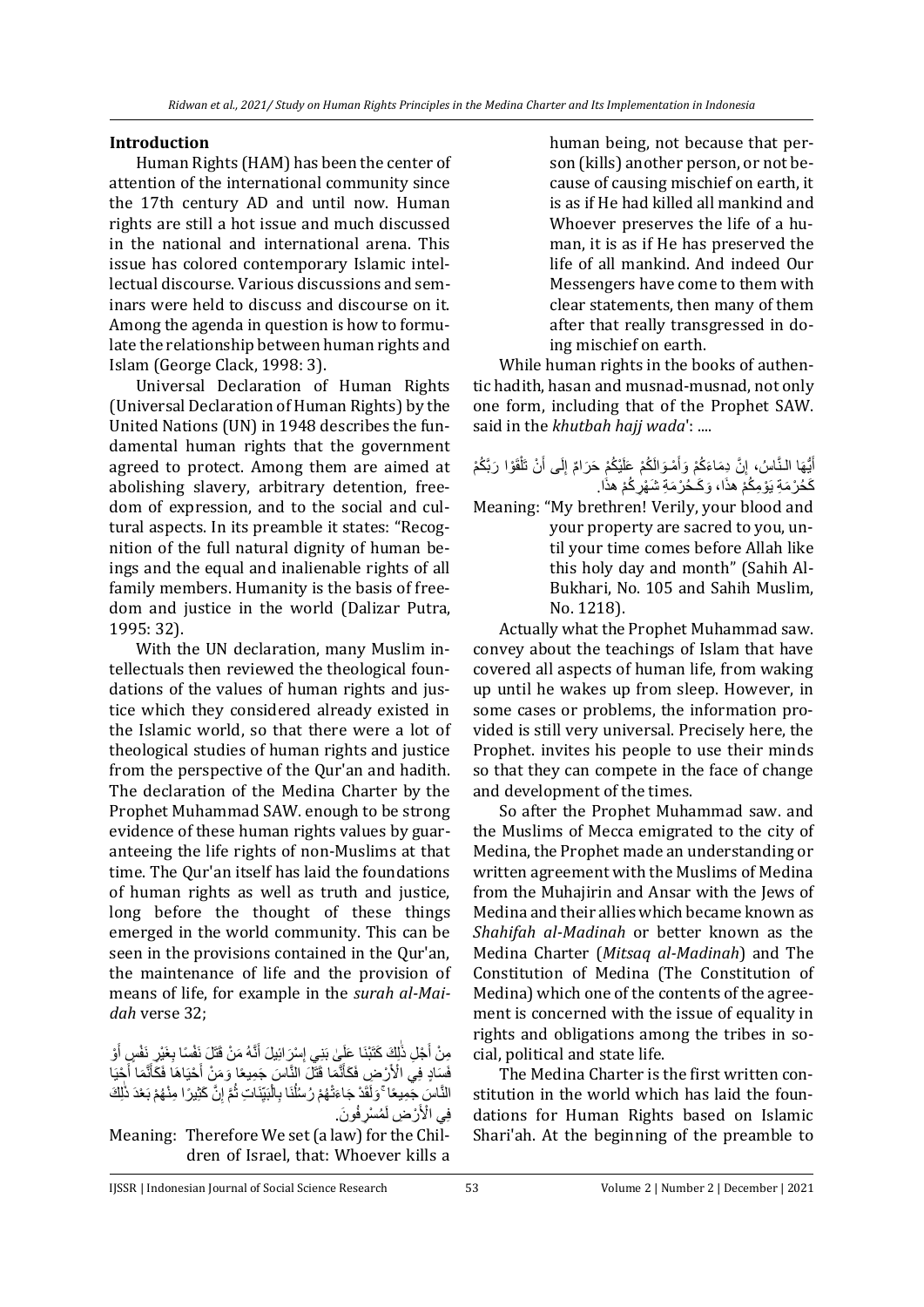## Introduction

Human Rights (HAM) has been the center of attention of the international community since the 17th century AD and until now. Human rights are still a hot issue and much discussed in the national and international arena. This issue has colored contemporary Islamic intellectual discourse. Various discussions and seminars were held to discuss and discourse on it. Among the agenda in question is how to formulate the relationship between human rights and Islam (George Clack, 1998: 3).

Universal Declaration of Human Rights (Universal Declaration of Human Rights) by the United Nations (UN) in 1948 describes the fundamental human rights that the government agreed to protect. Among them are aimed at abolishing slavery, arbitrary detention, freedom of expression, and to the social and cultural aspects. In its preamble it states: "Recognition of the full natural dignity of human beings and the equal and inalienable rights of all family members. Humanity is the basis of freedom and justice in the world (Dalizar Putra, 1995: 32).

With the UN declaration, many Muslim intellectuals then reviewed the theological foundations of the values of human rights and justice which they considered already existed in the Islamic world, so that there were a lot of theological studies of human rights and justice from the perspective of the Qur'an and hadith. The declaration of the Medina Charter by the Prophet Muhammad SAW. enough to be strong evidence of these human rights values by guaranteeing the life rights of non-Muslims at that time. The Qur'an itself has laid the foundations of human rights as well as truth and justice, long before the thought of these things emerged in the world community. This can be seen in the provisions contained in the Qur'an, the maintenance of life and the provision of means of life, for example in the *surah al-Maidah* verse 32;

مِنْ أَجْلِ ذَٰلِكَ كَتَبْنَا عَلَىٰ بَنِي إِسْرَائِيلَ أَنَّهُ مَنْ قَتَلَ نَفْسًا بِغَيْرِ نَفْسٍ أَوْ فَسَادٍ فِي الْأَرْضِ فَكَأَنَّمَا قَتَلَ النَّاسَ جَمِيعًا وَمَنْ أَحْيَاهَا فَكَأَنَّمَا أَحْيَا النَّاسَ جَمِيعًا ۚ وَلَقَدْ جَاءَتْهُمْ رُسُلُنَا بِالْبَيِّنَاتِ ثُمَّ إِنَّ كَثِيرًا مِنْهُمْ بَعْدَ ذَٰلِكَ فِي الْأَرْضِ لَمُسْرِفُونَ.

Meaning: Therefore We set (a law) for the Children of Israel, that: Whoever kills a human being, not because that person (kills) another person, or not because of causing mischief on earth, it is as if He had killed all mankind and Whoever preserves the life of a human, it is as if He has preserved the life of all mankind. And indeed Our Messengers have come to them with clear statements, then many of them after that really transgressed in doing mischief on earth.

While human rights in the books of authentic hadith, hasan and musnad-musnad, not only one form, including that of the Prophet SAW. said in the *khutbah hajj wada*': ....

أَيُّهَا النَّاسُ، إِنَّ دِمَاءَكُمْ وَأَمْوَالَكُمْ عَلَيْكُمْ حَرَامٌ إِلَى أَنْ تَلْقَوْا رَبَّكُمْ كَحُرْمَةِ يَوْمِكُمْ هذَا، وَكَحُرْمَةِ شَهْرِكُمْ هذَا.

Meaning: "My brethren! Verily, your blood and your property are sacred to you, until your time comes before Allah like this holy day and month" (Sahih Al-Bukhari, No. 105 and Sahih Muslim, No. 1218).

Actually what the Prophet Muhammad saw. convey about the teachings of Islam that have covered all aspects of human life, from waking up until he wakes up from sleep. However, in some cases or problems, the information provided is still very universal. Precisely here, the Prophet. invites his people to use their minds so that they can compete in the face of change and development of the times.

So after the Prophet Muhammad saw. and the Muslims of Mecca emigrated to the city of Medina, the Prophet made an understanding or written agreement with the Muslims of Medina from the Muhajirin and Ansar with the Jews of Medina and their allies which became known as *Shahifah al-Madinah* or better known as the Medina Charter (*Mitsaq al-Madinah*) and The Constitution of Medina (The Constitution of Medina) which one of the contents of the agreement is concerned with the issue of equality in rights and obligations among the tribes in social, political and state life.

The Medina Charter is the first written constitution in the world which has laid the foundations for Human Rights based on Islamic Shari'ah. At the beginning of the preamble to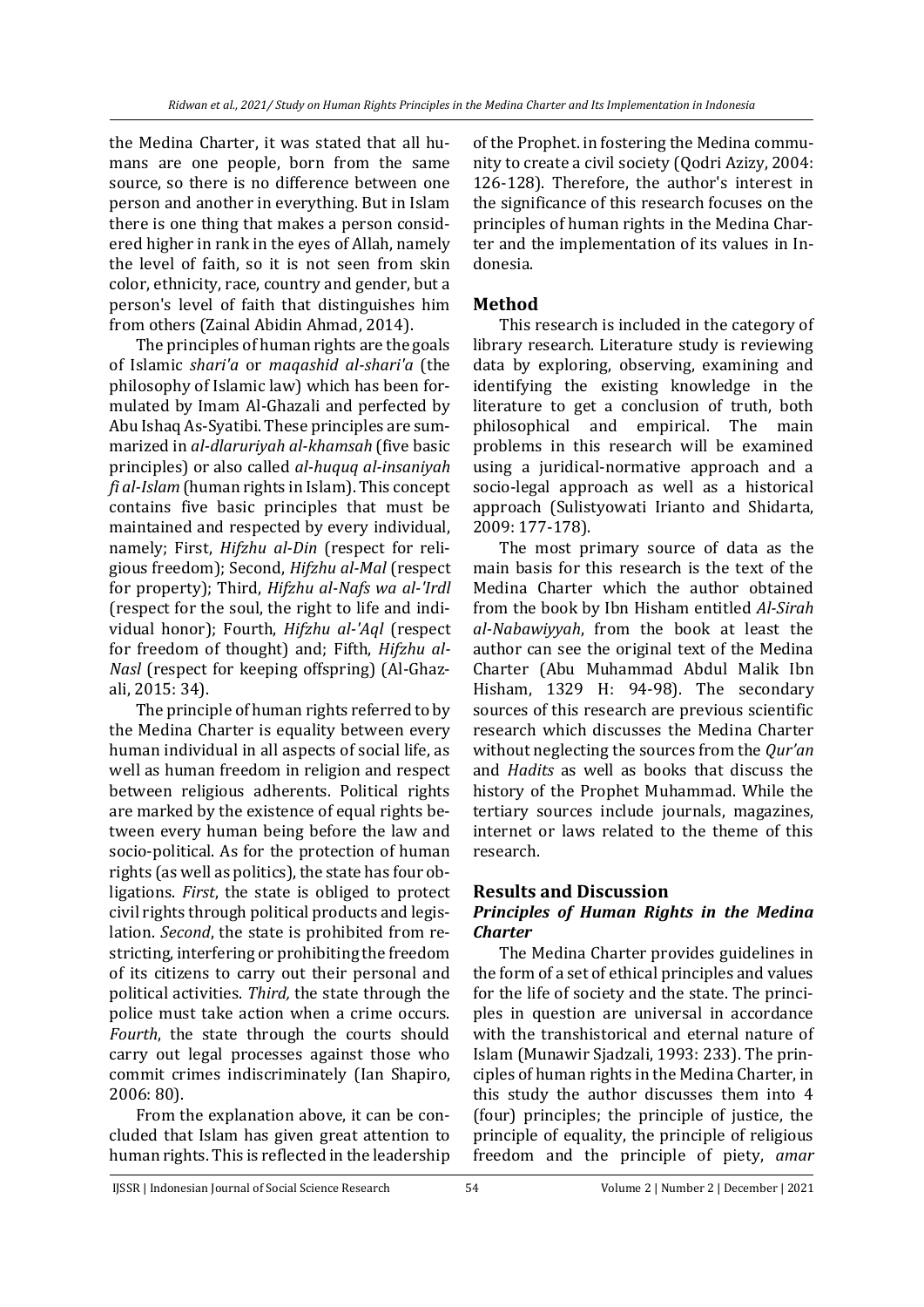the Medina Charter, it was stated that all humans are one people, born from the same source, so there is no difference between one person and another in everything. But in Islam there is one thing that makes a person considered higher in rank in the eyes of Allah, namely the level of faith, so it is not seen from skin color, ethnicity, race, country and gender, but a person's level of faith that distinguishes him from others (Zainal Abidin Ahmad, 2014).

The principles of human rights are the goals of Islamic *shari'a* or *maqashid al-shari'a* (the philosophy of Islamic law) which has been formulated by Imam Al-Ghazali and perfected by Abu Ishaq As-Syatibi. These principles are summarized in *al-dlaruriyah al-khamsah* (five basic principles) or also called *al-huquq al-insaniyah fi al-Islam* (human rights in Islam). This concept contains five basic principles that must be maintained and respected by every individual, namely; First, *Hifzhu al-Din* (respect for religious freedom); Second, *Hifzhu al-Mal* (respect for property); Third, *Hifzhu al-Nafs wa al-'Irdl* (respect for the soul, the right to life and individual honor); Fourth, *Hifzhu al-'Aql* (respect for freedom of thought) and; Fifth, *Hifzhu al-Nasl* (respect for keeping offspring) (Al-Ghazali, 2015: 34).

The principle of human rights referred to by the Medina Charter is equality between every human individual in all aspects of social life, as well as human freedom in religion and respect between religious adherents. Political rights are marked by the existence of equal rights between every human being before the law and socio-political. As for the protection of human rights (as well as politics), the state has four obligations. *First*, the state is obliged to protect civil rights through political products and legislation. *Second*, the state is prohibited from restricting, interfering or prohibiting the freedom of its citizens to carry out their personal and political activities. *Third,* the state through the police must take action when a crime occurs. *Fourth*, the state through the courts should carry out legal processes against those who commit crimes indiscriminately (Ian Shapiro, 2006: 80).

From the explanation above, it can be concluded that Islam has given great attention to human rights. This is reflected in the leadership of the Prophet. in fostering the Medina community to create a civil society (Qodri Azizy, 2004: 126-128). Therefore, the author's interest in the significance of this research focuses on the principles of human rights in the Medina Charter and the implementation of its values in Indonesia.

## Method

This research is included in the category of library research. Literature study is reviewing data by exploring, observing, examining and identifying the existing knowledge in the literature to get a conclusion of truth, both philosophical and empirical. The main problems in this research will be examined using a juridical-normative approach and a socio-legal approach as well as a historical approach (Sulistyowati Irianto and Shidarta, 2009: 177-178).

The most primary source of data as the main basis for this research is the text of the Medina Charter which the author obtained from the book by Ibn Hisham entitled *Al-Sirah al-Nabawiyyah*, from the book at least the author can see the original text of the Medina Charter (Abu Muhammad Abdul Malik Ibn Hisham, 1329 H: 94-98). The secondary sources of this research are previous scientific research which discusses the Medina Charter without neglecting the sources from the *Qur'an* and *Hadits* as well as books that discuss the history of the Prophet Muhammad. While the tertiary sources include journals, magazines, internet or laws related to the theme of this research.

## Results and Discussion

### *Principles of Human Rights in the Medina Charter*

The Medina Charter provides guidelines in the form of a set of ethical principles and values for the life of society and the state. The principles in question are universal in accordance with the transhistorical and eternal nature of Islam (Munawir Sjadzali, 1993: 233). The principles of human rights in the Medina Charter, in this study the author discusses them into 4 (four) principles; the principle of justice, the principle of equality, the principle of religious freedom and the principle of piety, *amar*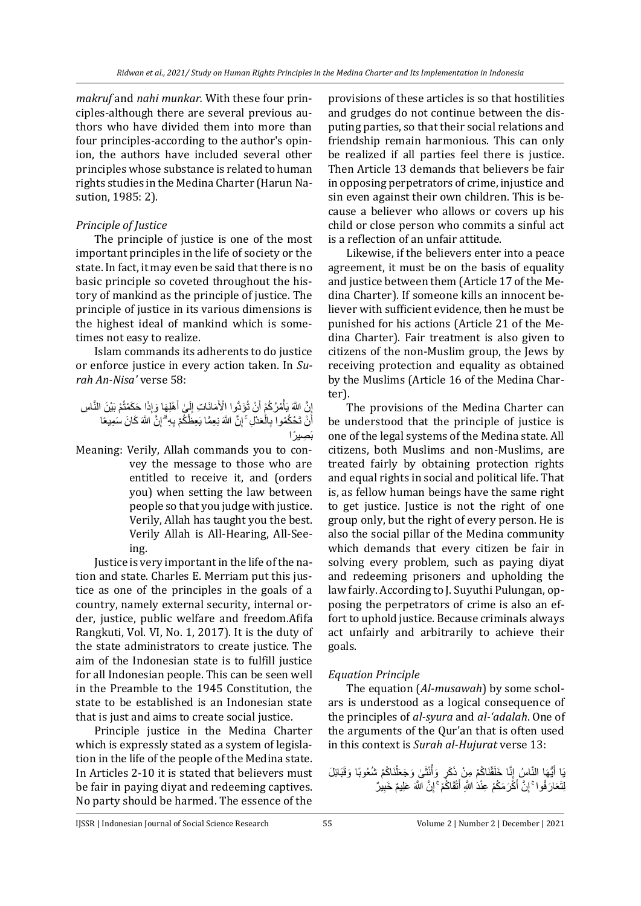*makruf* and *nahi munkar.* With these four principles-although there are several previous authors who have divided them into more than four principles-according to the author's opinion, the authors have included several other principles whose substance is related to human rights studies in the Medina Charter (Harun Nasution, 1985: 2).

*Principle of Justice*

The principle of justice is one of the most important principles in the life of society or the state. In fact, it may even be said that there is no basic principle so coveted throughout the history of mankind as the principle of justice. The principle of justice in its various dimensions is the highest ideal of mankind which is sometimes not easy to realize.

Islam commands its adherents to do justice or enforce justice in every action taken. In *Surah An-Nisa'* verse 58:

إِنَّ اللَّهَ يَأْمُرُكُمْ أَنْ تُؤَدُّوا الْأَمَانَاتِ إِلَىٰ أَهْلِهَا وَإِذَا حَكَمْتُمْ بَيْنَ النَّاسِ أَنْ تَحْكُمُوا بِالْعَدْلِ ۚ إِنَّ اللَّهَ نِعِمَّا يَعِظُكُمْ بِهِ ۗ إِنَّ اللَّهَ كَانَ سَمِيعًا بَصِيرًا

Meaning: Verily, Allah commands you to convey the message to those who are entitled to receive it, and (orders you) when setting the law between people so that you judge with justice. Verily, Allah has taught you the best. Verily Allah is All-Hearing, All-Seeing.

Justice is very important in the life of the nation and state. Charles E. Merriam put this justice as one of the principles in the goals of a country, namely external security, internal order, justice, public welfare and freedom.Afifa Rangkuti, Vol. VI, No. 1, 2017). It is the duty of the state administrators to create justice. The aim of the Indonesian state is to fulfill justice for all Indonesian people. This can be seen well in the Preamble to the 1945 Constitution, the state to be established is an Indonesian state that is just and aims to create social justice.

Principle justice in the Medina Charter which is expressly stated as a system of legislation in the life of the people of the Medina state. In Articles 2-10 it is stated that believers must be fair in paying diyat and redeeming captives. No party should be harmed. The essence of the provisions of these articles is so that hostilities and grudges do not continue between the disputing parties, so that their social relations and friendship remain harmonious. This can only be realized if all parties feel there is justice. Then Article 13 demands that believers be fair in opposing perpetrators of crime, injustice and sin even against their own children. This is because a believer who allows or covers up his child or close person who commits a sinful act is a reflection of an unfair attitude.

Likewise, if the believers enter into a peace agreement, it must be on the basis of equality and justice between them (Article 17 of the Medina Charter). If someone kills an innocent believer with sufficient evidence, then he must be punished for his actions (Article 21 of the Medina Charter). Fair treatment is also given to citizens of the non-Muslim group, the Jews by receiving protection and equality as obtained by the Muslims (Article 16 of the Medina Charter).

The provisions of the Medina Charter can be understood that the principle of justice is one of the legal systems of the Medina state. All citizens, both Muslims and non-Muslims, are treated fairly by obtaining protection rights and equal rights in social and political life. That is, as fellow human beings have the same right to get justice. Justice is not the right of one group only, but the right of every person. He is also the social pillar of the Medina community which demands that every citizen be fair in solving every problem, such as paying diyat and redeeming prisoners and upholding the law fairly. According to J. Suyuthi Pulungan, opposing the perpetrators of crime is also an effort to uphold justice. Because criminals always act unfairly and arbitrarily to achieve their goals.

*Equation Principle*

The equation (*Al-musawah*) by some scholars is understood as a logical consequence of the principles of *al-syura* and *al-'adalah*. One of the arguments of the Qur'an that is often used in this context is *Surah al-Hujurat* verse 13:

يَا أَيُّهَا النَّاسُ إِنَّا خَلَقْنَاكُمْ مِنْ ذَكَرٍ وَأُنْثَىٰ وَجَعَلْنَاكُمْ شُعُوبًا وَقَبَائِلَ لِتَعَارَفُوا ۚ إِنَّ أَكْرَمَكُمْ عِنْدَ اللَّهِ أَتْقَاكُمْ ۚ إِنَّ اللَّهَ عَلِيمٌ خَبِيرٌ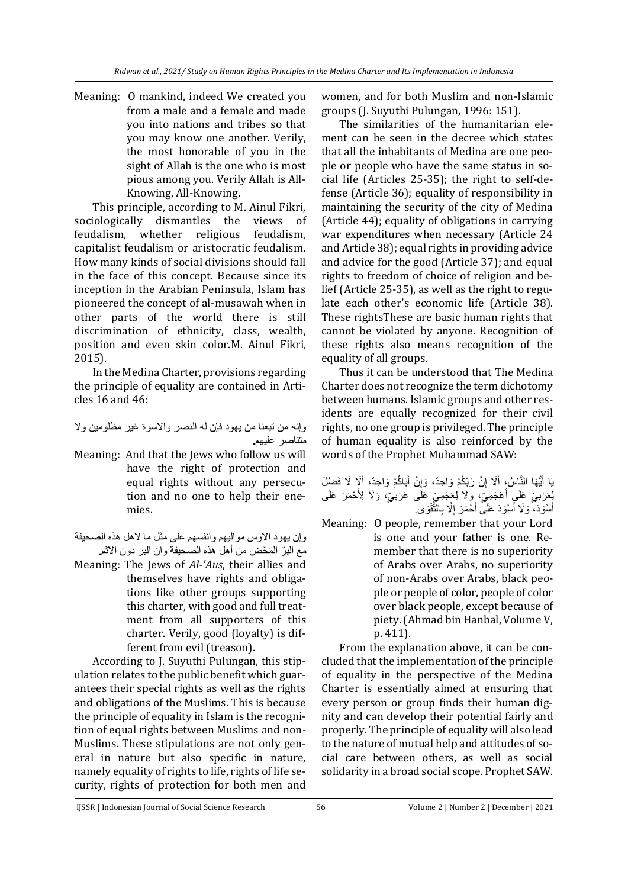Meaning: O mankind, indeed We created you from a male and a female and made you into nations and tribes so that you may know one another. Verily, the most honorable of you in the sight of Allah is the one who is most pious among you. Verily Allah is All-Knowing, All-Knowing.

This principle, according to M. Ainul Fikri, sociologically dismantles the views of feudalism, whether religious feudalism, capitalist feudalism or aristocratic feudalism. How many kinds of social divisions should fall in the face of this concept. Because since its inception in the Arabian Peninsula, Islam has pioneered the concept of al-musawah when in other parts of the world there is still discrimination of ethnicity, class, wealth, position and even skin color.M. Ainul Fikri, 2015).

In the Medina Charter, provisions regarding the principle of equality are contained in Articles 16 and 46:

وإنه من تبعنا من يهود فإن له النصر والاسوة غير مظلومين ولا متناصر عليهم.

Meaning: And that the Jews who follow us will have the right of protection and equal rights without any persecution and no one to help their enemies.

وإن يهود الاوس مواليهم وانفسهم على مثل ما لاهل هذه الصحيفة مع البِرّ المَحْض من أهل هذه الصحيفة وان البر دون الاثم.

Meaning: The Jews of *Al-'Aus*, their allies and themselves have rights and obligations like other groups supporting this charter, with good and full treatment from all supporters of this charter. Verily, good (loyalty) is different from evil (treason).

According to J. Suyuthi Pulungan, this stipulation relates to the public benefit which guarantees their special rights as well as the rights and obligations of the Muslims. This is because the principle of equality in Islam is the recognition of equal rights between Muslims and non-Muslims. These stipulations are not only general in nature but also specific in nature, namely equality of rights to life, rights of life security, rights of protection for both men and women, and for both Muslim and non-Islamic groups (J. Suyuthi Pulungan, 1996: 151).

The similarities of the humanitarian element can be seen in the decree which states that all the inhabitants of Medina are one people or people who have the same status in social life (Articles 25-35); the right to self-defense (Article 36); equality of responsibility in maintaining the security of the city of Medina (Article 44); equality of obligations in carrying war expenditures when necessary (Article 24 and Article 38); equal rights in providing advice and advice for the good (Article 37); and equal rights to freedom of choice of religion and belief (Article 25-35), as well as the right to regulate each other's economic life (Article 38). These rightsThese are basic human rights that cannot be violated by anyone. Recognition of these rights also means recognition of the equality of all groups.

Thus it can be understood that The Medina Charter does not recognize the term dichotomy between humans. Islamic groups and other residents are equally recognized for their civil rights, no one group is privileged. The principle of human equality is also reinforced by the words of the Prophet Muhammad SAW:

يَا أَيُّهَا النَّاسُ، أَلَا إِنَّ رَبَّكُمْ وَاحِدٌ، وَإِنَّ أَبَاكُمْ وَاحِدٌ، أَلَا لَا فَضْلَ لِعَرَبِيٍّ عَلَى أَعْجَمِيٍّ، وَلَا لِعَجَمِيٍّ عَلَى عَرَبِيٍّ، وَلَا لِأَحْمَرَ عَلَى أَسْوَدَ، وَلَا أَسْوَدَ عَلَى أَحْمَرَ إِلَّا بِالتَّقْوَى.

Meaning: O people, remember that your Lord is one and your father is one. Remember that there is no superiority of Arabs over Arabs, no superiority of non-Arabs over Arabs, black people or people of color, people of color over black people, except because of piety. (Ahmad bin Hanbal, Volume V, p. 411).

From the explanation above, it can be concluded that the implementation of the principle of equality in the perspective of the Medina Charter is essentially aimed at ensuring that every person or group finds their human dignity and can develop their potential fairly and properly. The principle of equality will also lead to the nature of mutual help and attitudes of social care between others, as well as social solidarity in a broad social scope. Prophet SAW.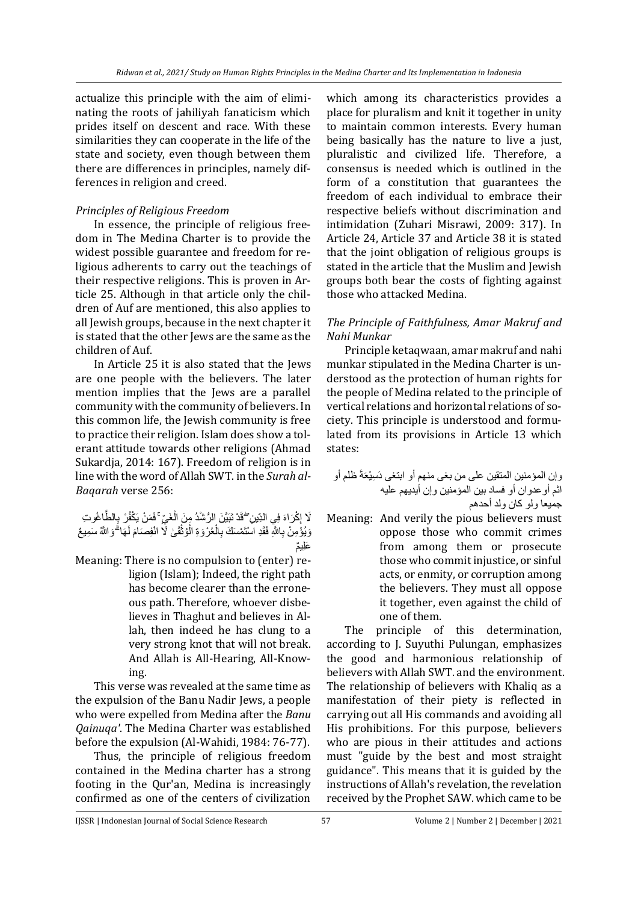actualize this principle with the aim of eliminating the roots of jahiliyah fanaticism which prides itself on descent and race. With these similarities they can cooperate in the life of the state and society, even though between them there are differences in principles, namely differences in religion and creed.

### *Principles of Religious Freedom*

In essence, the principle of religious freedom in The Medina Charter is to provide the widest possible guarantee and freedom for religious adherents to carry out the teachings of their respective religions. This is proven in Article 25. Although in that article only the children of Auf are mentioned, this also applies to all Jewish groups, because in the next chapter it is stated that the other Jews are the same as the children of Auf.

In Article 25 it is also stated that the Jews are one people with the believers. The later mention implies that the Jews are a parallel community with the community of believers. In this common life, the Jewish community is free to practice their religion. Islam does show a tolerant attitude towards other religions (Ahmad Sukardja, 2014: 167). Freedom of religion is in line with the word of Allah SWT. in the *Surah al-Baqarah* verse 256:

لَا إِكْرَاهَ فِي الدِّينِ ۖ قَدْ تَبَيَّنَ الرُّشْدُ مِنَ الْغَيِّ ۚ فَمَنْ يَكْفُرْ بِالطَّاغُوتِ وَيُؤْمِنْ بِاللَّهِ فَقَدِ اسْتَمْسَكَ بِالْعُرْوَةِ الْوُثْقَىٰ لَا انْفِصَامَ لَهَا ۗ وَاللَّهُ سَمِيعٌ عَلِيمٌ

Meaning: There is no compulsion to (enter) religion (Islam); Indeed, the right path has become clearer than the erroneous path. Therefore, whoever disbelieves in Thaghut and believes in Allah, then indeed he has clung to a very strong knot that will not break. And Allah is All-Hearing, All-Knowing.

This verse was revealed at the same time as the expulsion of the Banu Nadir Jews, a people who were expelled from Medina after the *Banu Qainuqa'*. The Medina Charter was established before the expulsion (Al-Wahidi, 1984: 76-77).

Thus, the principle of religious freedom contained in the Medina charter has a strong footing in the Qur'an, Medina is increasingly confirmed as one of the centers of civilization which among its characteristics provides a place for pluralism and knit it together in unity to maintain common interests. Every human being basically has the nature to live a just, pluralistic and civilized life. Therefore, a consensus is needed which is outlined in the form of a constitution that guarantees the freedom of each individual to embrace their respective beliefs without discrimination and intimidation (Zuhari Misrawi, 2009: 317). In Article 24, Article 37 and Article 38 it is stated that the joint obligation of religious groups is stated in the article that the Muslim and Jewish groups both bear the costs of fighting against those who attacked Medina.

### *The Principle of Faithfulness, Amar Makruf and Nahi Munkar*

Principle ketaqwaan, amar makruf and nahi munkar stipulated in the Medina Charter is understood as the protection of human rights for the people of Medina related to the principle of vertical relations and horizontal relations of society. This principle is understood and formulated from its provisions in Article 13 which states:

وإن المؤمنين المتقين على من بغى منهم أو ابتغى دَسِيْعَةً ظلم أو اثم أوعدوان أو فساد بين المؤمنين وإن أيديهم عليه جميعا ولو كان ولد أحدهم

Meaning: And verily the pious believers must oppose those who commit crimes from among them or prosecute those who commit injustice, or sinful acts, or enmity, or corruption among the believers. They must all oppose it together, even against the child of one of them.

The principle of this determination, according to J. Suyuthi Pulungan, emphasizes the good and harmonious relationship of believers with Allah SWT. and the environment. The relationship of believers with Khaliq as a manifestation of their piety is reflected in carrying out all His commands and avoiding all His prohibitions. For this purpose, believers who are pious in their attitudes and actions must "guide by the best and most straight guidance". This means that it is guided by the instructions of Allah's revelation, the revelation received by the Prophet SAW. which came to be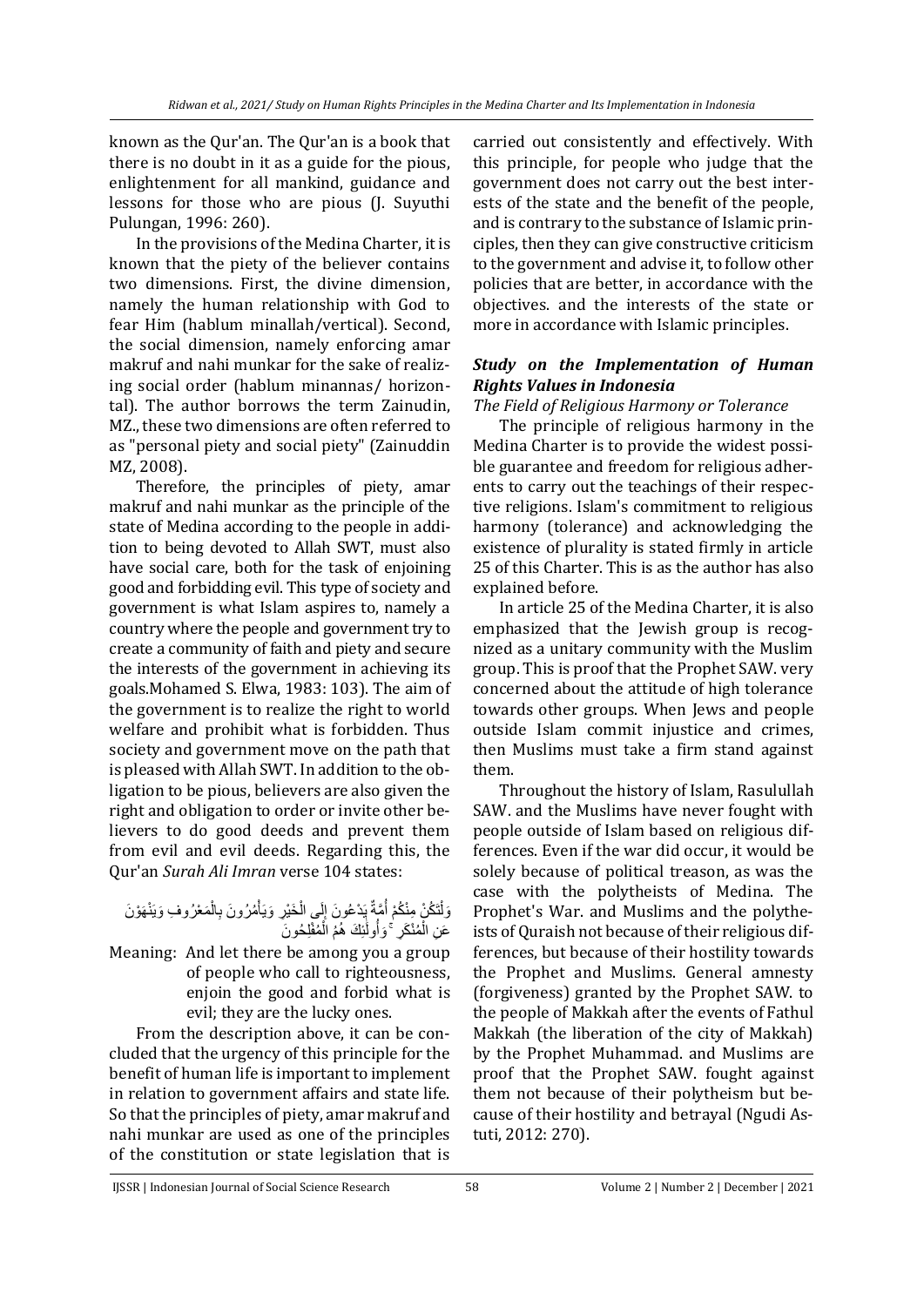known as the Qur'an. The Qur'an is a book that there is no doubt in it as a guide for the pious, enlightenment for all mankind, guidance and lessons for those who are pious (J. Suyuthi Pulungan, 1996: 260).

In the provisions of the Medina Charter, it is known that the piety of the believer contains two dimensions. First, the divine dimension, namely the human relationship with God to fear Him (hablum minallah/vertical). Second, the social dimension, namely enforcing amar makruf and nahi munkar for the sake of realizing social order (hablum minannas/ horizontal). The author borrows the term Zainudin, MZ., these two dimensions are often referred to as "personal piety and social piety" (Zainuddin MZ, 2008).

Therefore, the principles of piety, amar makruf and nahi munkar as the principle of the state of Medina according to the people in addition to being devoted to Allah SWT, must also have social care, both for the task of enjoining good and forbidding evil. This type of society and government is what Islam aspires to, namely a country where the people and government try to create a community of faith and piety and secure the interests of the government in achieving its goals.Mohamed S. Elwa, 1983: 103). The aim of the government is to realize the right to world welfare and prohibit what is forbidden. Thus society and government move on the path that is pleased with Allah SWT. In addition to the obligation to be pious, believers are also given the right and obligation to order or invite other believers to do good deeds and prevent them from evil and evil deeds. Regarding this, the Qur'an *Surah Ali Imran* verse 104 states:

وَلْتَكُنْ مِنْكُمْ أُمَّةٌ يَدْعُونَ إِلَى الْخَيْرِ وَيَأْمُرُونَ بِالْمَعْرُوفِ وَيَنْهَوْنَ عَنِ الْمُنْكَرِ ۚ وَأُولَٰئِكَ هُمُ الْمُفْلِحُونَ

Meaning: And let there be among you a group of people who call to righteousness, enjoin the good and forbid what is evil; they are the lucky ones.

From the description above, it can be concluded that the urgency of this principle for the benefit of human life is important to implement in relation to government affairs and state life. So that the principles of piety, amar makruf and nahi munkar are used as one of the principles of the constitution or state legislation that is carried out consistently and effectively. With this principle, for people who judge that the government does not carry out the best interests of the state and the benefit of the people, and is contrary to the substance of Islamic principles, then they can give constructive criticism to the government and advise it, to follow other policies that are better, in accordance with the objectives. and the interests of the state or more in accordance with Islamic principles.

### *Study on the Implementation of Human Rights Values in Indonesia*

*The Field of Religious Harmony or Tolerance*

The principle of religious harmony in the Medina Charter is to provide the widest possible guarantee and freedom for religious adherents to carry out the teachings of their respective religions. Islam's commitment to religious harmony (tolerance) and acknowledging the existence of plurality is stated firmly in article 25 of this Charter. This is as the author has also explained before.

In article 25 of the Medina Charter, it is also emphasized that the Jewish group is recognized as a unitary community with the Muslim group. This is proof that the Prophet SAW. very concerned about the attitude of high tolerance towards other groups. When Jews and people outside Islam commit injustice and crimes, then Muslims must take a firm stand against them.

Throughout the history of Islam, Rasulullah SAW. and the Muslims have never fought with people outside of Islam based on religious differences. Even if the war did occur, it would be solely because of political treason, as was the case with the polytheists of Medina. The Prophet's War. and Muslims and the polytheists of Quraish not because of their religious differences, but because of their hostility towards the Prophet and Muslims. General amnesty (forgiveness) granted by the Prophet SAW. to the people of Makkah after the events of Fathul Makkah (the liberation of the city of Makkah) by the Prophet Muhammad. and Muslims are proof that the Prophet SAW. fought against them not because of their polytheism but because of their hostility and betrayal (Ngudi Astuti, 2012: 270).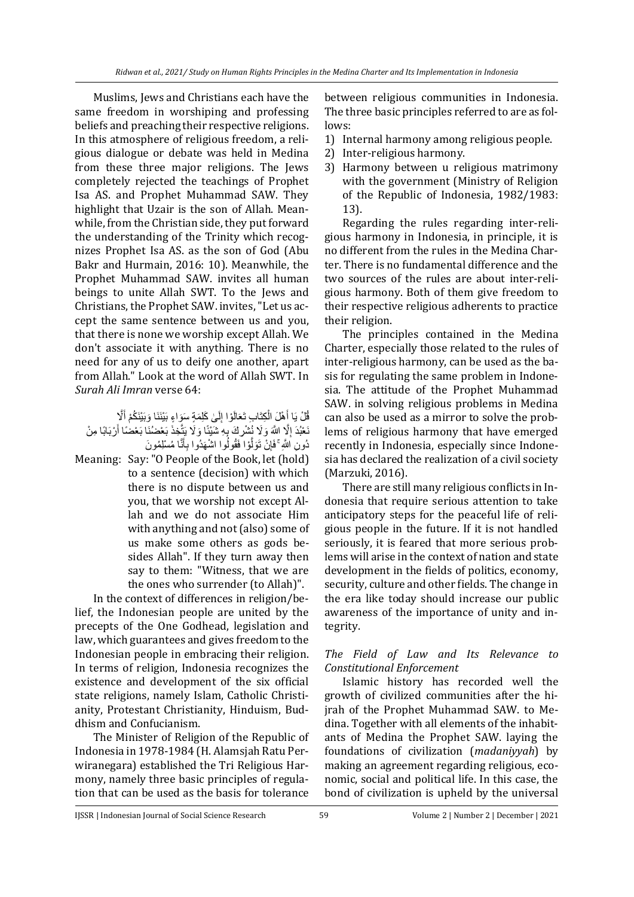Muslims, Jews and Christians each have the same freedom in worshiping and professing beliefs and preaching their respective religions. In this atmosphere of religious freedom, a religious dialogue or debate was held in Medina from these three major religions. The Jews completely rejected the teachings of Prophet Isa AS. and Prophet Muhammad SAW. They highlight that Uzair is the son of Allah. Meanwhile, from the Christian side, they put forward the understanding of the Trinity which recognizes Prophet Isa AS. as the son of God (Abu Bakr and Hurmain, 2016: 10). Meanwhile, the Prophet Muhammad SAW. invites all human beings to unite Allah SWT. To the Jews and Christians, the Prophet SAW. invites, "Let us accept the same sentence between us and you, that there is none we worship except Allah. We don't associate it with anything. There is no need for any of us to deify one another, apart from Allah." Look at the word of Allah SWT. In *Surah Ali Imran* verse 64:

قُلْ يَا أَهْلَ الْكِتَابِ تَعَالَوْا إِلَىٰ كَلِمَةٍ سَوَاءٍ بَيْنَنَا وَبَيْنَكُمْ أَلَّا نَعْبُدَ إِلَّا اللَّهَ وَلَا نُشْرِكَ بِهِ شَيْئًا وَلَا يَتَّخِذَ بَعْضُنَا بَعْضًا أَرْبَابًا مِنْ دُونِ اللَّهِ ۚ فَإِنْ تَوَلَّوْا فَقُولُوا اشْهَدُوا بِأَنَّا مُسْلِمُونَ

Meaning: Say: "O People of the Book, let (hold) to a sentence (decision) with which there is no dispute between us and you, that we worship not except Allah and we do not associate Him with anything and not (also) some of us make some others as gods besides Allah". If they turn away then say to them: "Witness, that we are the ones who surrender (to Allah)".

In the context of differences in religion/belief, the Indonesian people are united by the precepts of the One Godhead, legislation and law, which guarantees and gives freedom to the Indonesian people in embracing their religion. In terms of religion, Indonesia recognizes the existence and development of the six official state religions, namely Islam, Catholic Christianity, Protestant Christianity, Hinduism, Buddhism and Confucianism.

The Minister of Religion of the Republic of Indonesia in 1978-1984 (H. Alamsjah Ratu Perwiranegara) established the Tri Religious Harmony, namely three basic principles of regulation that can be used as the basis for tolerance between religious communities in Indonesia. The three basic principles referred to are as follows:

1) Internal harmony among religious people.
2) Inter-religious harmony.
3) Harmony between u religious matrimony with the government (Ministry of Religion of the Republic of Indonesia, 1982/1983: 13).

Regarding the rules regarding inter-religious harmony in Indonesia, in principle, it is no different from the rules in the Medina Charter. There is no fundamental difference and the two sources of the rules are about inter-religious harmony. Both of them give freedom to their respective religious adherents to practice their religion.

The principles contained in the Medina Charter, especially those related to the rules of inter-religious harmony, can be used as the basis for regulating the same problem in Indonesia. The attitude of the Prophet Muhammad SAW. in solving religious problems in Medina can also be used as a mirror to solve the problems of religious harmony that have emerged recently in Indonesia, especially since Indonesia has declared the realization of a civil society (Marzuki, 2016).

There are still many religious conflicts in Indonesia that require serious attention to take anticipatory steps for the peaceful life of religious people in the future. If it is not handled seriously, it is feared that more serious problems will arise in the context of nation and state development in the fields of politics, economy, security, culture and other fields. The change in the era like today should increase our public awareness of the importance of unity and integrity.

*The Field of Law and Its Relevance to Constitutional Enforcement*

Islamic history has recorded well the growth of civilized communities after the hijrah of the Prophet Muhammad SAW. to Medina. Together with all elements of the inhabitants of Medina the Prophet SAW. laying the foundations of civilization (*madaniyyah*) by making an agreement regarding religious, economic, social and political life. In this case, the bond of civilization is upheld by the universal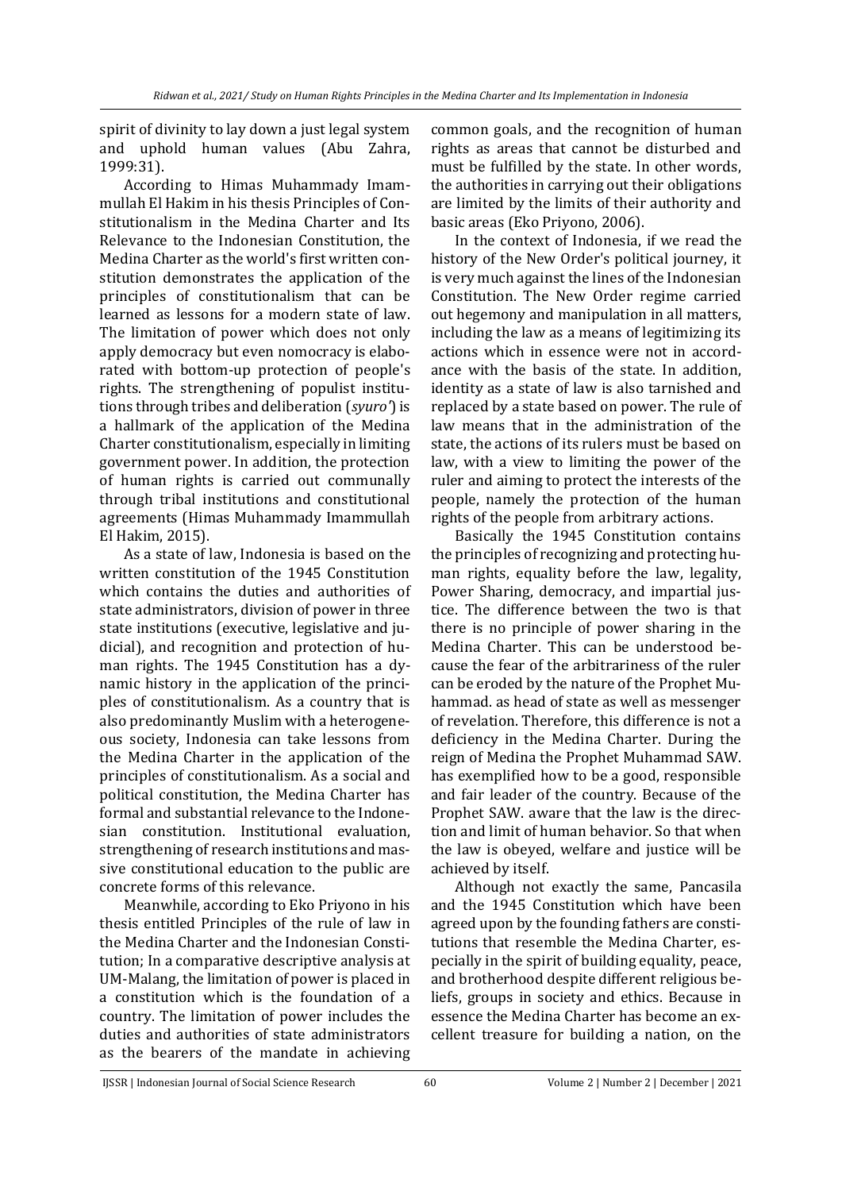spirit of divinity to lay down a just legal system and uphold human values (Abu Zahra, 1999:31).

According to Himas Muhammady Imammullah El Hakim in his thesis Principles of Constitutionalism in the Medina Charter and Its Relevance to the Indonesian Constitution, the Medina Charter as the world's first written constitution demonstrates the application of the principles of constitutionalism that can be learned as lessons for a modern state of law. The limitation of power which does not only apply democracy but even nomocracy is elaborated with bottom-up protection of people's rights. The strengthening of populist institutions through tribes and deliberation (*syuro'*) is a hallmark of the application of the Medina Charter constitutionalism, especially in limiting government power. In addition, the protection of human rights is carried out communally through tribal institutions and constitutional agreements (Himas Muhammady Imammullah El Hakim, 2015).

As a state of law, Indonesia is based on the written constitution of the 1945 Constitution which contains the duties and authorities of state administrators, division of power in three state institutions (executive, legislative and judicial), and recognition and protection of human rights. The 1945 Constitution has a dynamic history in the application of the principles of constitutionalism. As a country that is also predominantly Muslim with a heterogeneous society, Indonesia can take lessons from the Medina Charter in the application of the principles of constitutionalism. As a social and political constitution, the Medina Charter has formal and substantial relevance to the Indonesian constitution. Institutional evaluation, strengthening of research institutions and massive constitutional education to the public are concrete forms of this relevance.

Meanwhile, according to Eko Priyono in his thesis entitled Principles of the rule of law in the Medina Charter and the Indonesian Constitution; In a comparative descriptive analysis at UM-Malang, the limitation of power is placed in a constitution which is the foundation of a country. The limitation of power includes the duties and authorities of state administrators as the bearers of the mandate in achieving common goals, and the recognition of human rights as areas that cannot be disturbed and must be fulfilled by the state. In other words, the authorities in carrying out their obligations are limited by the limits of their authority and basic areas (Eko Priyono, 2006).

In the context of Indonesia, if we read the history of the New Order's political journey, it is very much against the lines of the Indonesian Constitution. The New Order regime carried out hegemony and manipulation in all matters, including the law as a means of legitimizing its actions which in essence were not in accordance with the basis of the state. In addition, identity as a state of law is also tarnished and replaced by a state based on power. The rule of law means that in the administration of the state, the actions of its rulers must be based on law, with a view to limiting the power of the ruler and aiming to protect the interests of the people, namely the protection of the human rights of the people from arbitrary actions.

Basically the 1945 Constitution contains the principles of recognizing and protecting human rights, equality before the law, legality, Power Sharing, democracy, and impartial justice. The difference between the two is that there is no principle of power sharing in the Medina Charter. This can be understood because the fear of the arbitrariness of the ruler can be eroded by the nature of the Prophet Muhammad. as head of state as well as messenger of revelation. Therefore, this difference is not a deficiency in the Medina Charter. During the reign of Medina the Prophet Muhammad SAW. has exemplified how to be a good, responsible and fair leader of the country. Because of the Prophet SAW. aware that the law is the direction and limit of human behavior. So that when the law is obeyed, welfare and justice will be achieved by itself.

Although not exactly the same, Pancasila and the 1945 Constitution which have been agreed upon by the founding fathers are constitutions that resemble the Medina Charter, especially in the spirit of building equality, peace, and brotherhood despite different religious beliefs, groups in society and ethics. Because in essence the Medina Charter has become an excellent treasure for building a nation, on the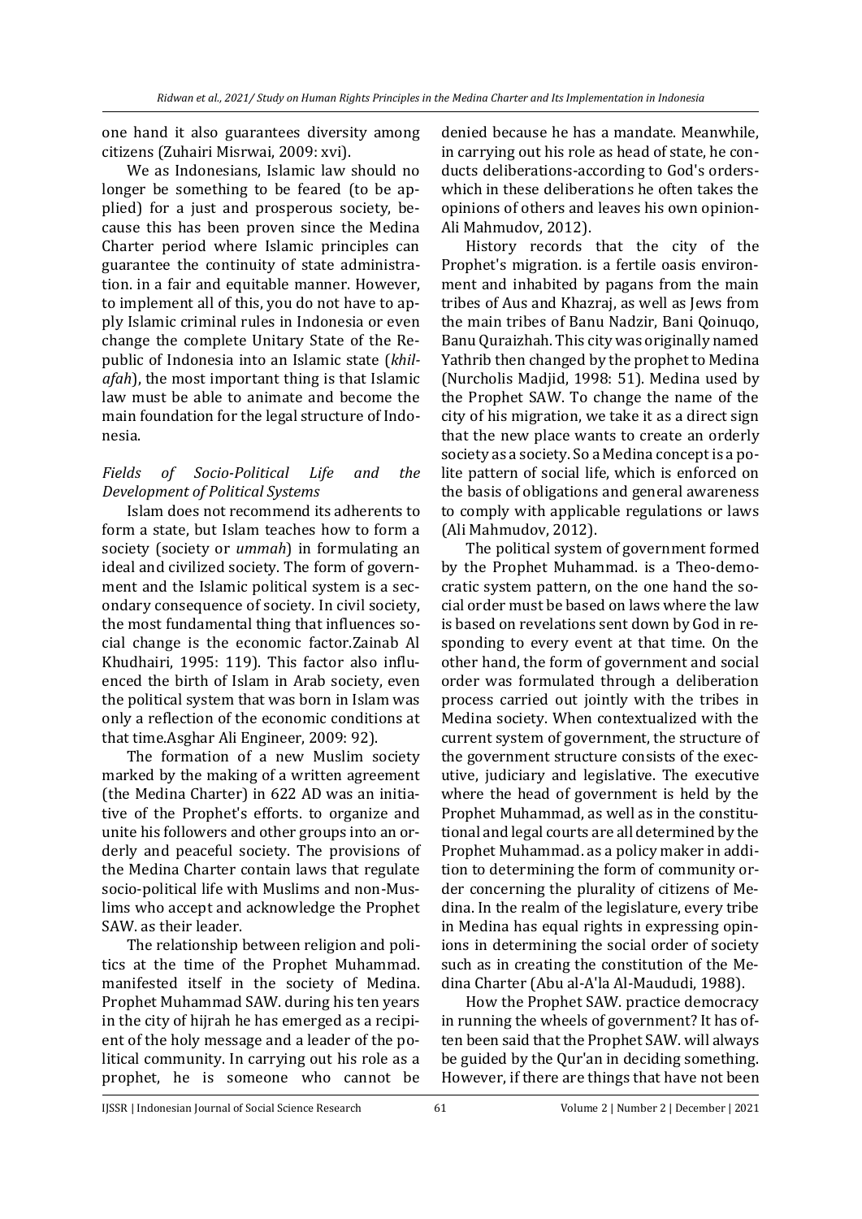one hand it also guarantees diversity among citizens (Zuhairi Misrwai, 2009: xvi).

We as Indonesians, Islamic law should no longer be something to be feared (to be applied) for a just and prosperous society, because this has been proven since the Medina Charter period where Islamic principles can guarantee the continuity of state administration. in a fair and equitable manner. However, to implement all of this, you do not have to apply Islamic criminal rules in Indonesia or even change the complete Unitary State of the Republic of Indonesia into an Islamic state (*khilafah*), the most important thing is that Islamic law must be able to animate and become the main foundation for the legal structure of Indonesia.

### *Fields of Socio-Political Life and the Development of Political Systems*

Islam does not recommend its adherents to form a state, but Islam teaches how to form a society (society or *ummah*) in formulating an ideal and civilized society. The form of government and the Islamic political system is a secondary consequence of society. In civil society, the most fundamental thing that influences social change is the economic factor.Zainab Al Khudhairi, 1995: 119). This factor also influenced the birth of Islam in Arab society, even the political system that was born in Islam was only a reflection of the economic conditions at that time.Asghar Ali Engineer, 2009: 92).

The formation of a new Muslim society marked by the making of a written agreement (the Medina Charter) in 622 AD was an initiative of the Prophet's efforts. to organize and unite his followers and other groups into an orderly and peaceful society. The provisions of the Medina Charter contain laws that regulate socio-political life with Muslims and non-Muslims who accept and acknowledge the Prophet SAW. as their leader.

The relationship between religion and politics at the time of the Prophet Muhammad. manifested itself in the society of Medina. Prophet Muhammad SAW. during his ten years in the city of hijrah he has emerged as a recipient of the holy message and a leader of the political community. In carrying out his role as a prophet, he is someone who cannot be denied because he has a mandate. Meanwhile, in carrying out his role as head of state, he conducts deliberations-according to God's orders-which in these deliberations he often takes the opinions of others and leaves his own opinion-Ali Mahmudov, 2012).

History records that the city of the Prophet's migration. is a fertile oasis environment and inhabited by pagans from the main tribes of Aus and Khazraj, as well as Jews from the main tribes of Banu Nadzir, Bani Qoinuqo, Banu Quraizhah. This city was originally named Yathrib then changed by the prophet to Medina (Nurcholis Madjid, 1998: 51). Medina used by the Prophet SAW. To change the name of the city of his migration, we take it as a direct sign that the new place wants to create an orderly society as a society. So a Medina concept is a polite pattern of social life, which is enforced on the basis of obligations and general awareness to comply with applicable regulations or laws (Ali Mahmudov, 2012).

The political system of government formed by the Prophet Muhammad. is a Theo-democratic system pattern, on the one hand the social order must be based on laws where the law is based on revelations sent down by God in responding to every event at that time. On the other hand, the form of government and social order was formulated through a deliberation process carried out jointly with the tribes in Medina society. When contextualized with the current system of government, the structure of the government structure consists of the executive, judiciary and legislative. The executive where the head of government is held by the Prophet Muhammad, as well as in the constitutional and legal courts are all determined by the Prophet Muhammad. as a policy maker in addition to determining the form of community order concerning the plurality of citizens of Medina. In the realm of the legislature, every tribe in Medina has equal rights in expressing opinions in determining the social order of society such as in creating the constitution of the Medina Charter (Abu al-A'la Al-Maududi, 1988).

How the Prophet SAW. practice democracy in running the wheels of government? It has often been said that the Prophet SAW. will always be guided by the Qur'an in deciding something. However, if there are things that have not been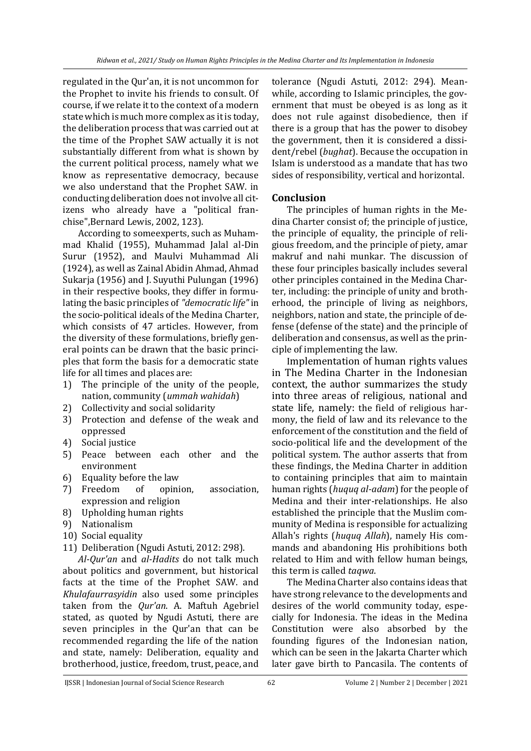regulated in the Qur'an, it is not uncommon for the Prophet to invite his friends to consult. Of course, if we relate it to the context of a modern state which is much more complex as it is today, the deliberation process that was carried out at the time of the Prophet SAW actually it is not substantially different from what is shown by the current political process, namely what we know as representative democracy, because we also understand that the Prophet SAW. in conducting deliberation does not involve all citizens who already have a "political franchise",Bernard Lewis, 2002, 123).

According to someexperts, such as Muhammad Khalid (1955), Muhammad Jalal al-Din Surur (1952), and Maulvi Muhammad Ali (1924), as well as Zainal Abidin Ahmad, Ahmad Sukarja (1956) and J. Suyuthi Pulungan (1996) in their respective books, they differ in formulating the basic principles of *"democratic life"* in the socio-political ideals of the Medina Charter, which consists of 47 articles. However, from the diversity of these formulations, briefly general points can be drawn that the basic principles that form the basis for a democratic state life for all times and places are:

1) The principle of the unity of the people, nation, community (*ummah wahidah*)
2) Collectivity and social solidarity
3) Protection and defense of the weak and oppressed
4) Social justice
5) Peace between each other and the environment
6) Equality before the law
7) Freedom of opinion, association, expression and religion
8) Upholding human rights
9) Nationalism
10) Social equality
11) Deliberation (Ngudi Astuti, 2012: 298).

*Al-Qur'an* and *al-Hadits* do not talk much about politics and government, but historical facts at the time of the Prophet SAW. and *Khulafaurrasyidin* also used some principles taken from the *Qur'an*. A. Maftuh Agebriel stated, as quoted by Ngudi Astuti, there are seven principles in the Qur'an that can be recommended regarding the life of the nation and state, namely: Deliberation, equality and brotherhood, justice, freedom, trust, peace, and tolerance (Ngudi Astuti, 2012: 294). Meanwhile, according to Islamic principles, the government that must be obeyed is as long as it does not rule against disobedience, then if there is a group that has the power to disobey the government, then it is considered a dissident/rebel (*bughat*). Because the occupation in Islam is understood as a mandate that has two sides of responsibility, vertical and horizontal.

## Conclusion

The principles of human rights in the Medina Charter consist of; the principle of justice, the principle of equality, the principle of religious freedom, and the principle of piety, amar makruf and nahi munkar. The discussion of these four principles basically includes several other principles contained in the Medina Charter, including: the principle of unity and brotherhood, the principle of living as neighbors, neighbors, nation and state, the principle of defense (defense of the state) and the principle of deliberation and consensus, as well as the principle of implementing the law.

Implementation of human rights values in The Medina Charter in the Indonesian context, the author summarizes the study into three areas of religious, national and state life, namely: the field of religious harmony, the field of law and its relevance to the enforcement of the constitution and the field of socio-political life and the development of the political system. The author asserts that from these findings, the Medina Charter in addition to containing principles that aim to maintain human rights (*huquq al-adam*) for the people of Medina and their inter-relationships. He also established the principle that the Muslim community of Medina is responsible for actualizing Allah's rights (*huquq Allah*), namely His commands and abandoning His prohibitions both related to Him and with fellow human beings, this term is called *taqwa*.

The Medina Charter also contains ideas that have strong relevance to the developments and desires of the world community today, especially for Indonesia. The ideas in the Medina Constitution were also absorbed by the founding figures of the Indonesian nation, which can be seen in the Jakarta Charter which later gave birth to Pancasila. The contents of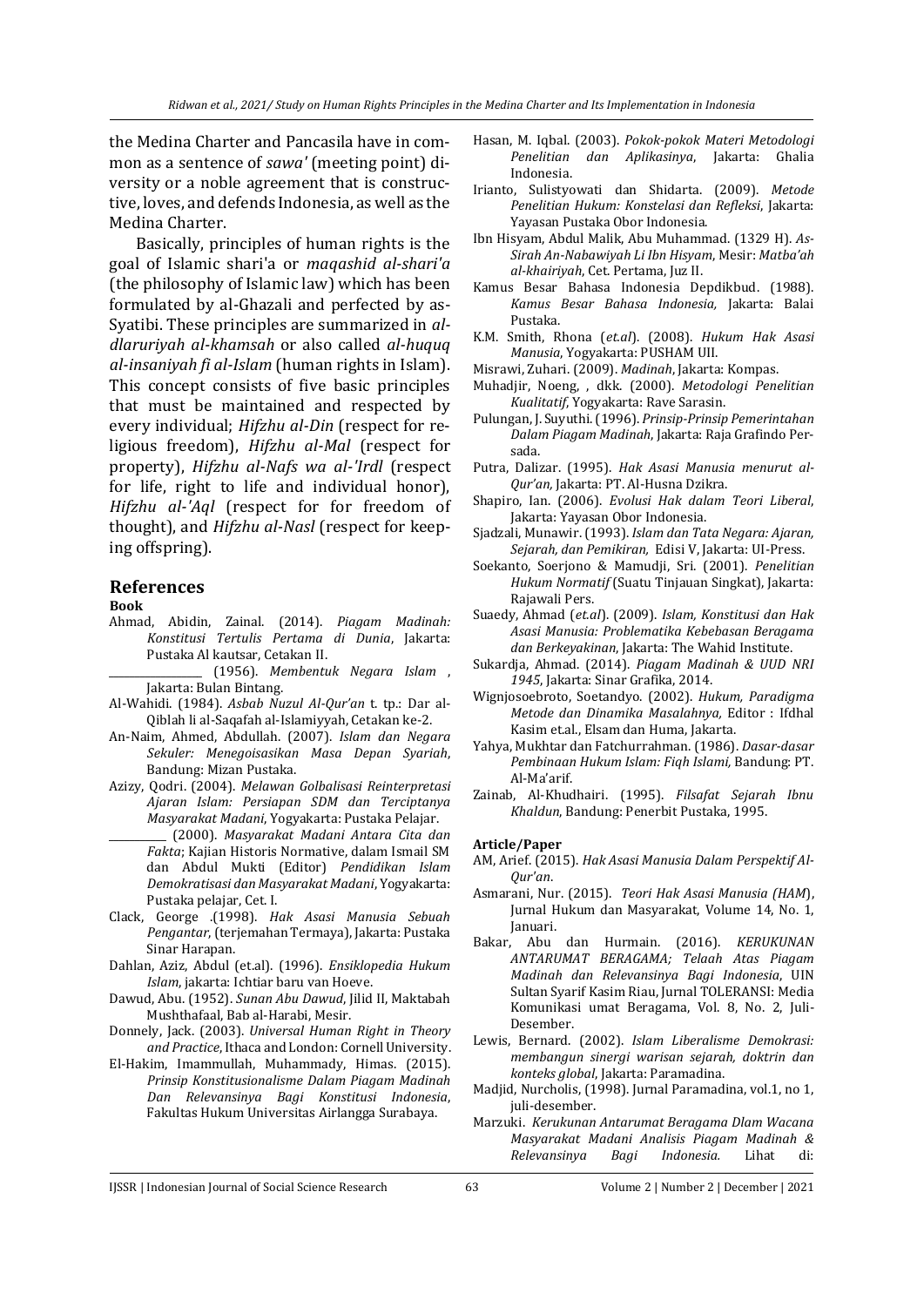the Medina Charter and Pancasila have in common as a sentence of *sawa'* (meeting point) diversity or a noble agreement that is constructive, loves, and defends Indonesia, as well as the Medina Charter.

Basically, principles of human rights is the goal of Islamic shari'a or *maqashid al-shari'a* (the philosophy of Islamic law) which has been formulated by al-Ghazali and perfected by as-Syatibi. These principles are summarized in *al-dlaruriyah al-khamsah* or also called *al-huquq al-insaniyah fi al-Islam* (human rights in Islam). This concept consists of five basic principles that must be maintained and respected by every individual; *Hifzhu al-Din* (respect for religious freedom), *Hifzhu al-Mal* (respect for property), *Hifzhu al-Nafs wa al-'Irdl* (respect for life, right to life and individual honor), *Hifzhu al-'Aql* (respect for for freedom of thought), and *Hifzhu al-Nasl* (respect for keeping offspring).

## References

**Book**

Ahmad, Abidin, Zainal. (2014). *Piagam Madinah: Konstitusi Tertulis Pertama di Dunia*, Jakarta: Pustaka Al kautsar, Cetakan II.

\_\_\_\_\_\_\_\_\_\_\_\_\_\_\_\_ (1956). *Membentuk Negara Islam* , Jakarta: Bulan Bintang.

Al-Wahidi. (1984). *Asbab Nuzul Al-Qur'an* t. tp.: Dar al-Qiblah li al-Saqafah al-Islamiyyah, Cetakan ke-2.

An-Naim, Ahmed, Abdullah. (2007). *Islam dan Negara Sekuler: Menegoisasikan Masa Depan Syariah*, Bandung: Mizan Pustaka.

Azizy, Qodri. (2004). *Melawan Golbalisasi Reinterpretasi Ajaran Islam: Persiapan SDM dan Terciptanya Masyarakat Madani*, Yogyakarta: Pustaka Pelajar.

\_\_\_\_\_\_\_\_\_\_ (2000). *Masyarakat Madani Antara Cita dan Fakta*; Kajian Historis Normative, dalam Ismail SM dan Abdul Mukti (Editor) *Pendidikan Islam Demokratisasi dan Masyarakat Madani*, Yogyakarta: Pustaka pelajar, Cet. I.

Clack, George .(1998). *Hak Asasi Manusia Sebuah Pengantar*, (terjemahan Termaya), Jakarta: Pustaka Sinar Harapan.

Dahlan, Aziz, Abdul (et.al). (1996). *Ensiklopedia Hukum Islam*, jakarta: Ichtiar baru van Hoeve.

Dawud, Abu. (1952). *Sunan Abu Dawud*, Jilid II, Maktabah Mushthafaal, Bab al-Harabi, Mesir.

Donnely, Jack. (2003). *Universal Human Right in Theory and Practice*, Ithaca and London: Cornell University.

El-Hakim, Imammullah, Muhammady, Himas. (2015). *Prinsip Konstitusionalisme Dalam Piagam Madinah Dan Relevansinya Bagi Konstitusi Indonesia*, Fakultas Hukum Universitas Airlangga Surabaya.

Hasan, M. Iqbal. (2003). *Pokok-pokok Materi Metodologi Penelitian dan Aplikasinya*, Jakarta: Ghalia Indonesia.

Irianto, Sulistyowati dan Shidarta. (2009). *Metode Penelitian Hukum: Konstelasi dan Refleksi*, Jakarta: Yayasan Pustaka Obor Indonesia.

Ibn Hisyam, Abdul Malik, Abu Muhammad. (1329 H). *As-Sirah An-Nabawiyah Li Ibn Hisyam*, Mesir: *Matba'ah al-khairiyah*, Cet. Pertama, Juz II.

Kamus Besar Bahasa Indonesia Depdikbud. (1988). *Kamus Besar Bahasa Indonesia,* Jakarta: Balai Pustaka.

K.M. Smith, Rhona (*et.al*). (2008). *Hukum Hak Asasi Manusia*, Yogyakarta: PUSHAM UII.

Misrawi, Zuhari. (2009). *Madinah*, Jakarta: Kompas.

Muhadjir, Noeng, , dkk. (2000). *Metodologi Penelitian Kualitatif*, Yogyakarta: Rave Sarasin.

Pulungan, J. Suyuthi. (1996). *Prinsip-Prinsip Pemerintahan Dalam Piagam Madinah*, Jakarta: Raja Grafindo Persada.

Putra, Dalizar. (1995). *Hak Asasi Manusia menurut al-Qur'an,* Jakarta: PT. Al-Husna Dzikra.

Shapiro, Ian. (2006). *Evolusi Hak dalam Teori Liberal*, Jakarta: Yayasan Obor Indonesia.

Sjadzali, Munawir. (1993). *Islam dan Tata Negara: Ajaran, Sejarah, dan Pemikiran,* Edisi V, Jakarta: UI-Press.

Soekanto, Soerjono & Mamudji, Sri. (2001). *Penelitian Hukum Normatif* (Suatu Tinjauan Singkat), Jakarta: Rajawali Pers.

Suaedy, Ahmad (*et.al*). (2009). *Islam, Konstitusi dan Hak Asasi Manusia: Problematika Kebebasan Beragama dan Berkeyakinan*, Jakarta: The Wahid Institute.

Sukardja, Ahmad. (2014). *Piagam Madinah & UUD NRI 1945*, Jakarta: Sinar Grafika, 2014.

Wignjosoebroto, Soetandyo. (2002). *Hukum, Paradigma Metode dan Dinamika Masalahnya,* Editor : Ifdhal Kasim et.al., Elsam dan Huma, Jakarta.

Yahya, Mukhtar dan Fatchurrahman. (1986). *Dasar-dasar Pembinaan Hukum Islam: Fiqh Islami,* Bandung: PT. Al-Ma'arif.

Zainab, Al-Khudhairi. (1995). *Filsafat Sejarah Ibnu Khaldun*, Bandung: Penerbit Pustaka, 1995.

**Article/Paper**

AM, Arief. (2015). *Hak Asasi Manusia Dalam Perspektif Al-Qur'an*.

Asmarani, Nur. (2015). *Teori Hak Asasi Manusia (HAM*), Jurnal Hukum dan Masyarakat, Volume 14, No. 1, Januari.

Bakar, Abu dan Hurmain. (2016). *KERUKUNAN ANTARUMAT BERAGAMA; Telaah Atas Piagam Madinah dan Relevansinya Bagi Indonesia*, UIN Sultan Syarif Kasim Riau, Jurnal TOLERANSI: Media Komunikasi umat Beragama, Vol. 8, No. 2, Juli-Desember.

Lewis, Bernard. (2002). *Islam Liberalisme Demokrasi: membangun sinergi warisan sejarah, doktrin dan konteks global*, Jakarta: Paramadina.

Madjid, Nurcholis, (1998). Jurnal Paramadina, vol.1, no 1, juli-desember.

Marzuki. *Kerukunan Antarumat Beragama Dlam Wacana Masyarakat Madani Analisis Piagam Madinah & Relevansinya Bagi Indonesia.* Lihat di: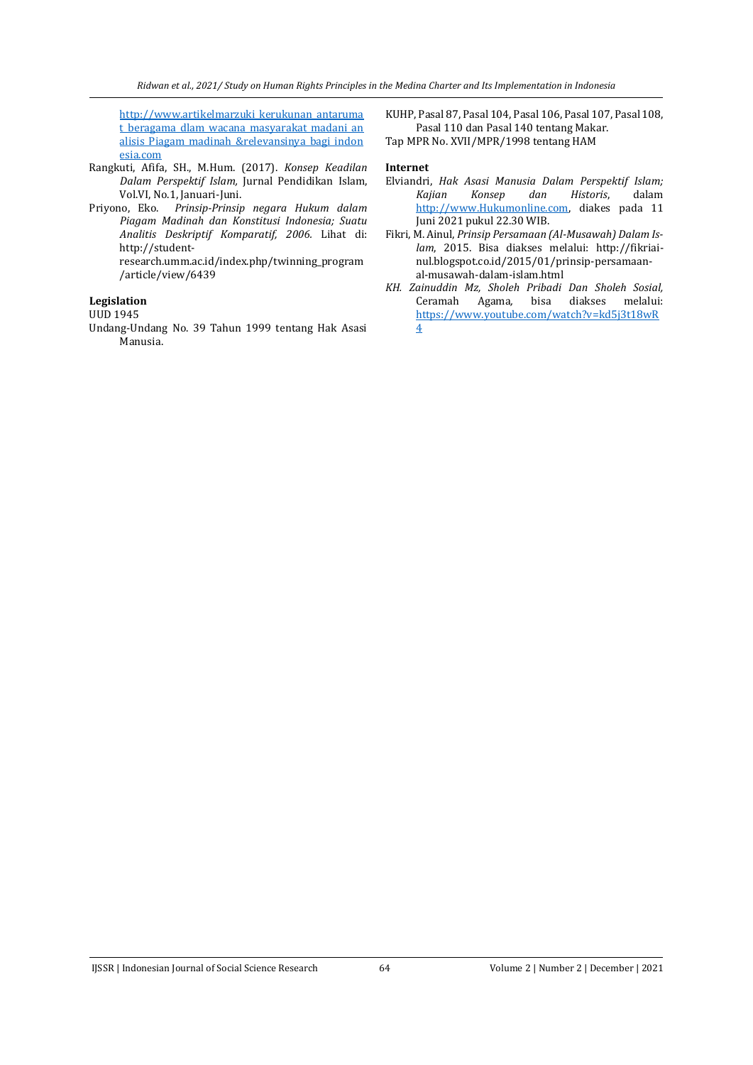http://www.artikelmarzuki kerukunan antarumat beragama dlam wacana masyarakat madani analisis Piagam madinah &relevansinya bagi indonesia.com

Rangkuti, Afifa, SH., M.Hum. (2017). *Konsep Keadilan Dalam Perspektif Islam,* Jurnal Pendidikan Islam, Vol.VI, No.1, Januari-Juni.

Priyono, Eko. *Prinsip-Prinsip negara Hukum dalam Piagam Madinah dan Konstitusi Indonesia; Suatu Analitis Deskriptif Komparatif, 2006.* Lihat di: http://student-research.umm.ac.id/index.php/twinning_program/article/view/6439

**Legislation**

UUD 1945

Undang-Undang No. 39 Tahun 1999 tentang Hak Asasi Manusia.

KUHP, Pasal 87, Pasal 104, Pasal 106, Pasal 107, Pasal 108, Pasal 110 dan Pasal 140 tentang Makar.

Tap MPR No. XVII/MPR/1998 tentang HAM

**Internet**

Elviandri, *Hak Asasi Manusia Dalam Perspektif Islam; Kajian Konsep dan Historis*, dalam http://www.Hukumonline.com, diakes pada 11 Juni 2021 pukul 22.30 WIB.

Fikri, M. Ainul, *Prinsip Persamaan (Al-Musawah) Dalam Islam*, 2015. Bisa diakses melalui: http://fikriainul.blogspot.co.id/2015/01/prinsip-persamaan-al-musawah-dalam-islam.html

*KH. Zainuddin Mz, Sholeh Pribadi Dan Sholeh Sosial,* Ceramah Agama, bisa diakses melalui: https://www.youtube.com/watch?v=kd5j3t18wR4